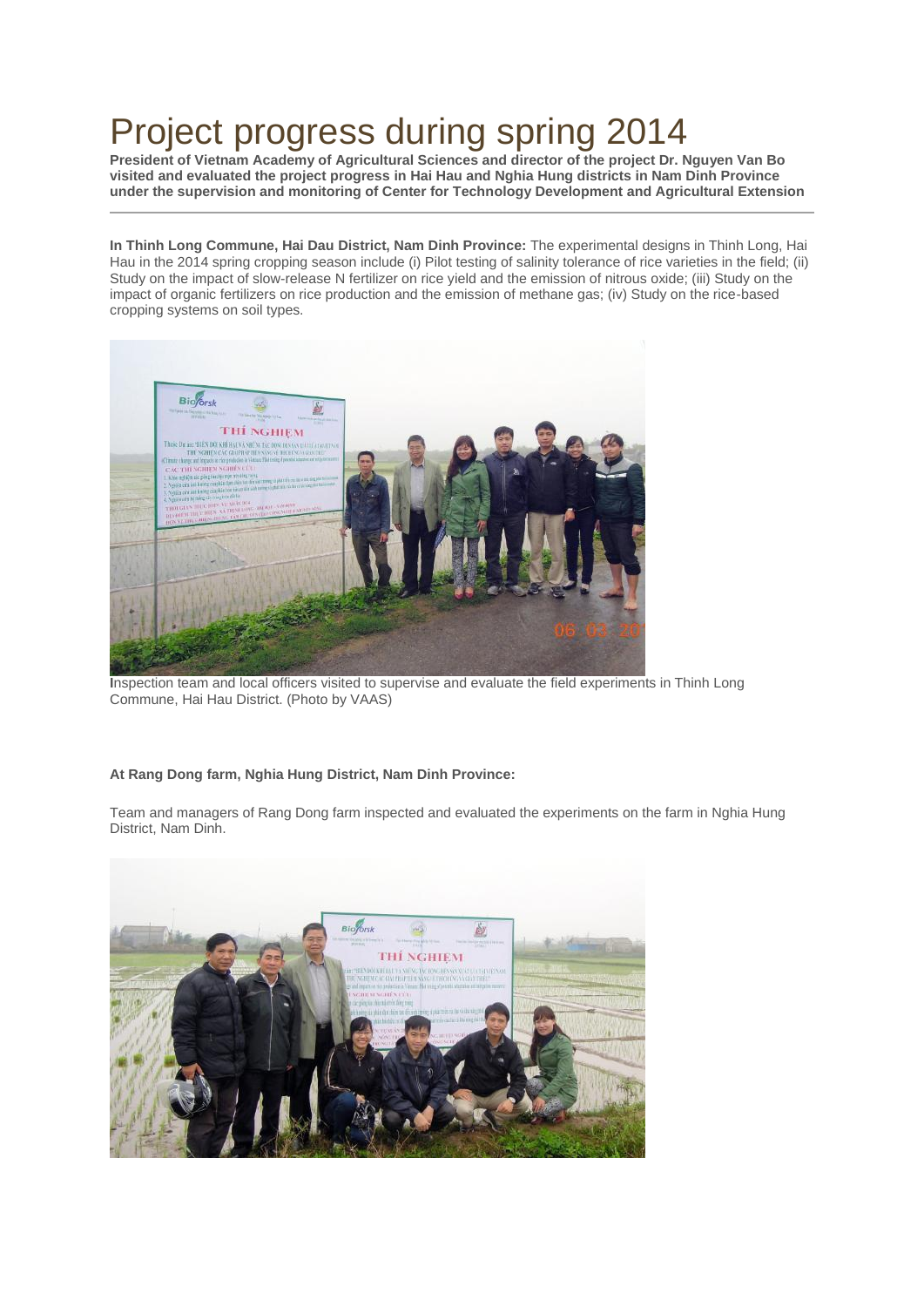# Project progress during spring 2014

**President of Vietnam Academy of Agricultural Sciences and director of the project Dr. Nguyen Van Bo visited and evaluated the project progress in Hai Hau and Nghia Hung districts in Nam Dinh Province under the supervision and monitoring of Center for Technology Development and Agricultural Extension**

---

**In Thinh Long Commune, Hai Dau District, Nam Dinh Province:** The experimental designs in Thinh Long, Hai Hau in the 2014 spring cropping season include (i) Pilot testing of salinity tolerance of rice varieties in the field; (ii) Study on the impact of slow-release N fertilizer on rice yield and the emission of nitrous oxide; (iii) Study on the impact of organic fertilizers on rice production and the emission of methane gas; (iv) Study on the rice-based cropping systems on soil types.

Inspection team and local officers visited to supervise and evaluate the field experiments in Thinh Long Commune, Hai Hau District. (Photo by VAAS)

**At Rang Dong farm, Nghia Hung District, Nam Dinh Province:**

Team and managers of Rang Dong farm inspected and evaluated the experiments on the farm in Nghia Hung District, Nam Dinh.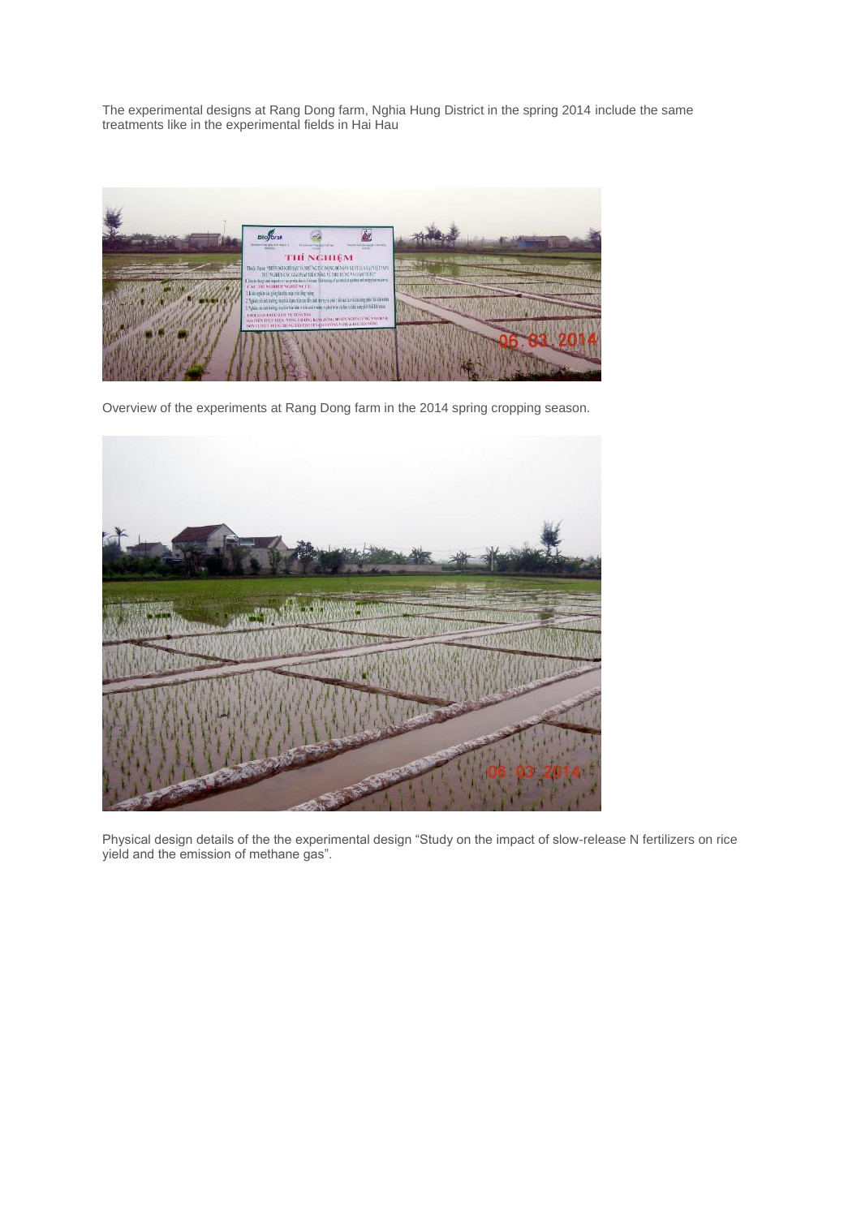The experimental designs at Rang Dong farm, Nghia Hung District in the spring 2014 include the same treatments like in the experimental fields in Hai Hau

Overview of the experiments at Rang Dong farm in the 2014 spring cropping season.

Physical design details of the the experimental design "Study on the impact of slow-release N fertilizers on rice yield and the emission of methane gas".